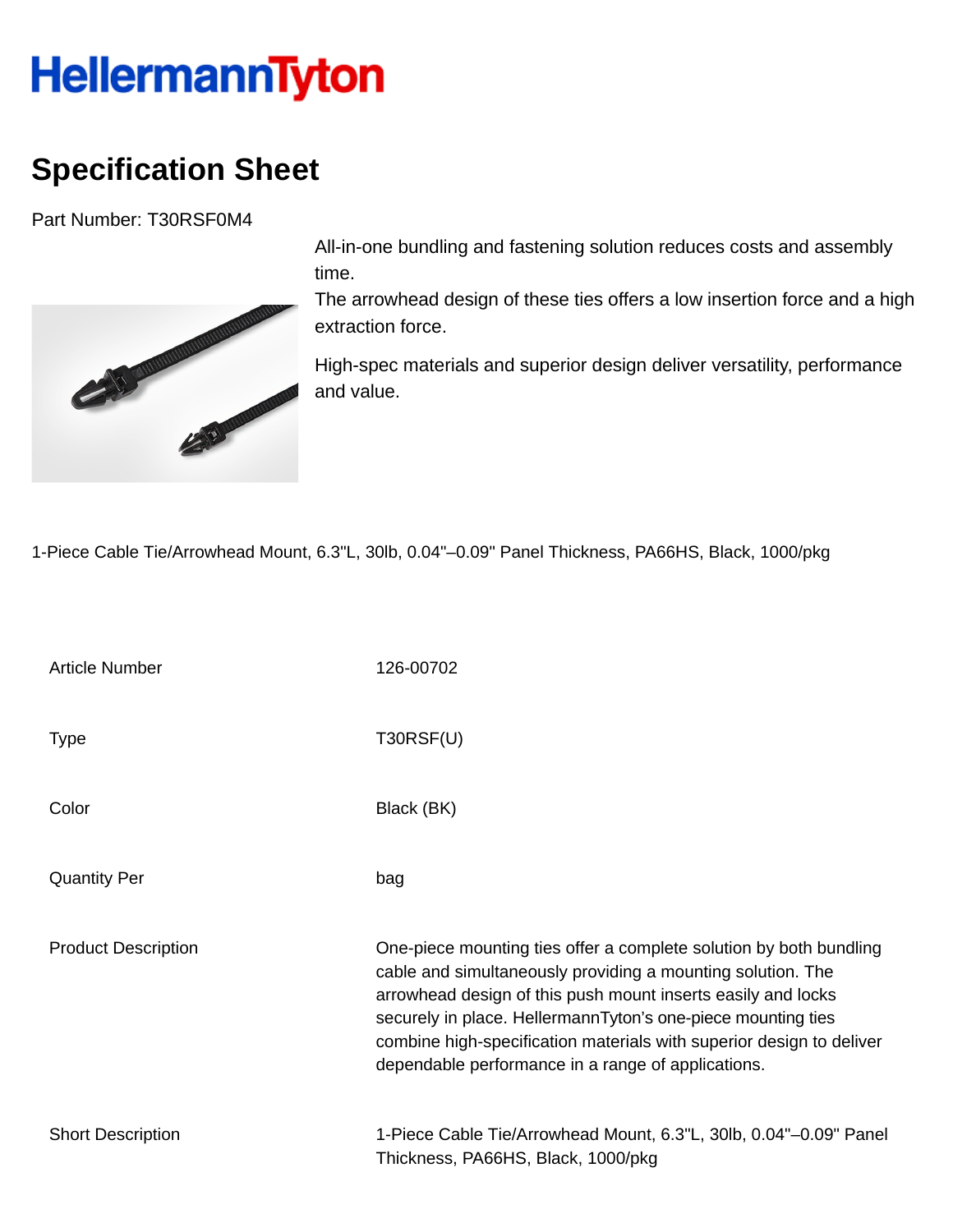HellermannTyton

# Specification Sheet

Part Number: T30RSF0M4

All-in-one bundling and fastening solution reduces costs and assembly time.
The arrowhead design of these ties offers a low insertion force and a high extraction force.

High-spec materials and superior design deliver versatility, performance and value.

1-Piece Cable Tie/Arrowhead Mount, 6.3"L, 30lb, 0.04"–0.09" Panel Thickness, PA66HS, Black, 1000/pkg

| | |
|---|---|
| Article Number | 126-00702 |
| Type | T30RSF(U) |
| Color | Black (BK) |
| Quantity Per | bag |
| Product Description | One-piece mounting ties offer a complete solution by both bundling cable and simultaneously providing a mounting solution. The arrowhead design of this push mount inserts easily and locks securely in place. HellermannTyton's one-piece mounting ties combine high-specification materials with superior design to deliver dependable performance in a range of applications. |
| Short Description | 1-Piece Cable Tie/Arrowhead Mount, 6.3"L, 30lb, 0.04"–0.09" Panel Thickness, PA66HS, Black, 1000/pkg |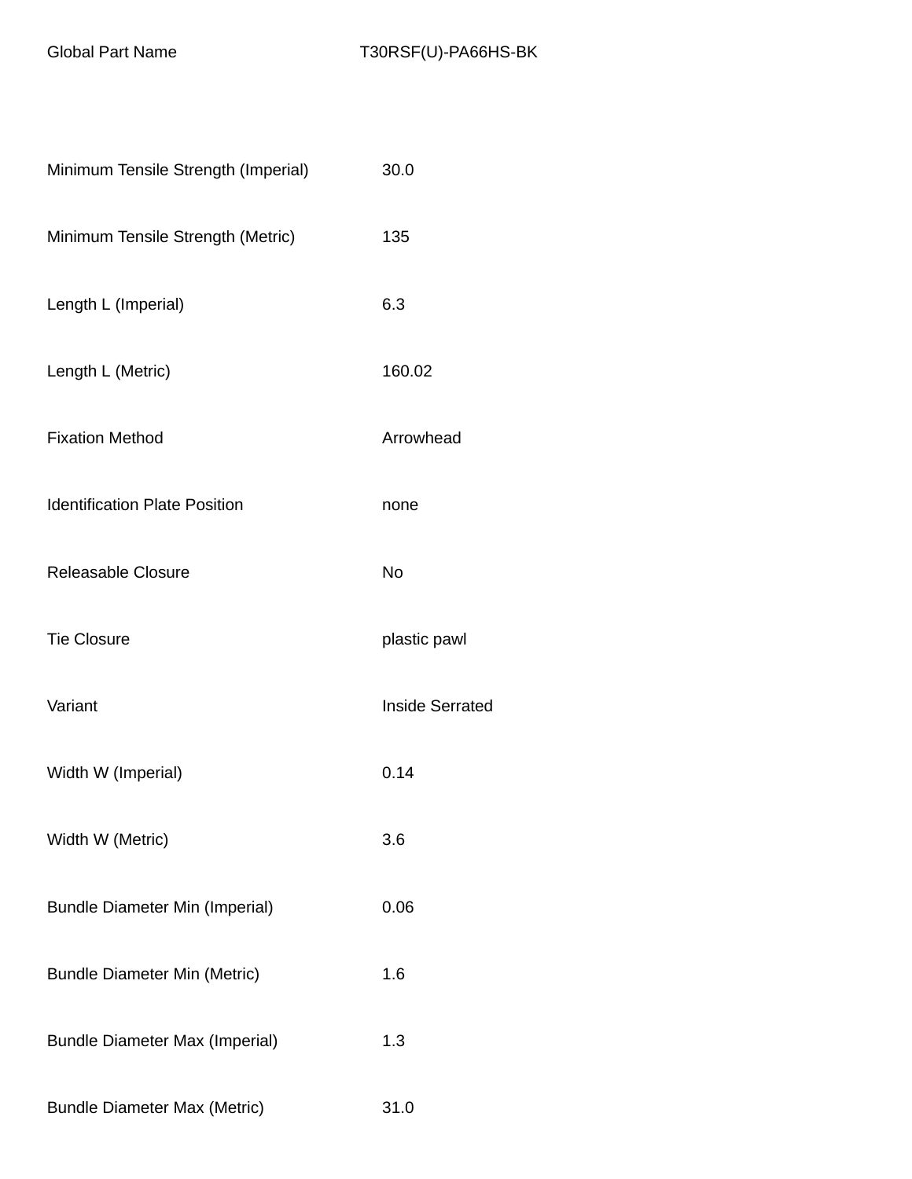| Global Part Name | T30RSF(U)-PA66HS-BK |
| --- | --- |
| Minimum Tensile Strength (Imperial) | 30.0 |
| Minimum Tensile Strength (Metric) | 135 |
| Length L (Imperial) | 6.3 |
| Length L (Metric) | 160.02 |
| Fixation Method | Arrowhead |
| Identification Plate Position | none |
| Releasable Closure | No |
| Tie Closure | plastic pawl |
| Variant | Inside Serrated |
| Width W (Imperial) | 0.14 |
| Width W (Metric) | 3.6 |
| Bundle Diameter Min (Imperial) | 0.06 |
| Bundle Diameter Min (Metric) | 1.6 |
| Bundle Diameter Max (Imperial) | 1.3 |
| Bundle Diameter Max (Metric) | 31.0 |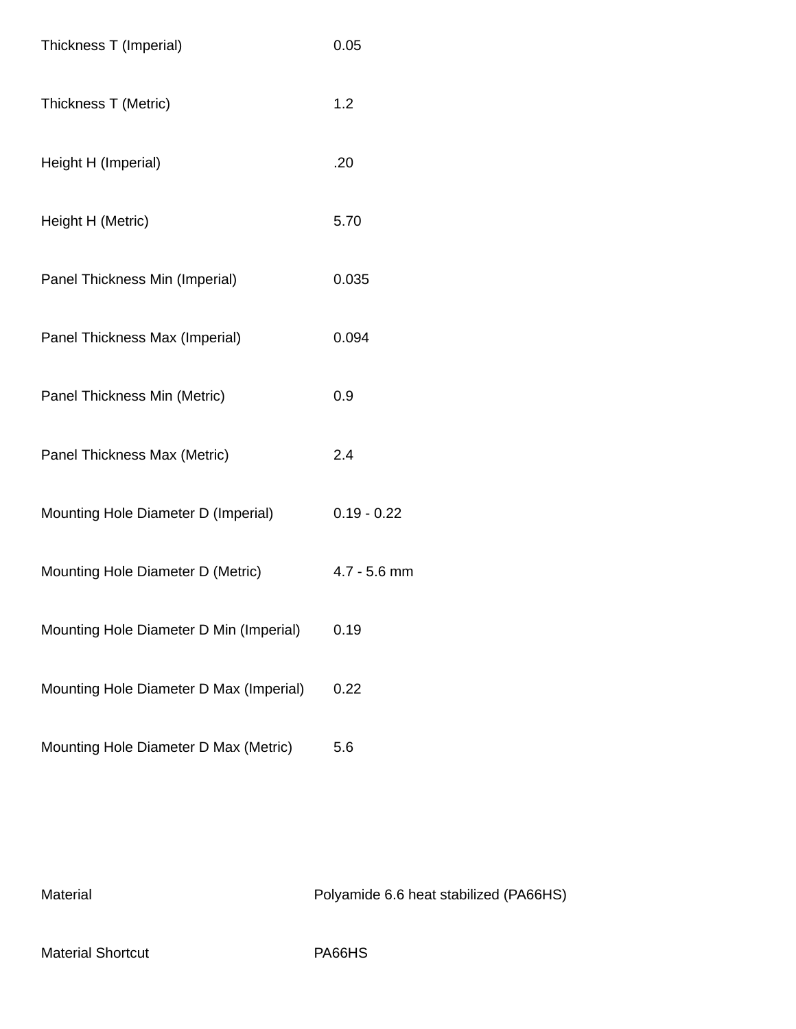| | |
|---|---|
| Thickness T (Imperial) | 0.05 |
| Thickness T (Metric) | 1.2 |
| Height H (Imperial) | .20 |
| Height H (Metric) | 5.70 |
| Panel Thickness Min (Imperial) | 0.035 |
| Panel Thickness Max (Imperial) | 0.094 |
| Panel Thickness Min (Metric) | 0.9 |
| Panel Thickness Max (Metric) | 2.4 |
| Mounting Hole Diameter D (Imperial) | 0.19 - 0.22 |
| Mounting Hole Diameter D (Metric) | 4.7 - 5.6 mm |
| Mounting Hole Diameter D Min (Imperial) | 0.19 |
| Mounting Hole Diameter D Max (Imperial) | 0.22 |
| Mounting Hole Diameter D Max (Metric) | 5.6 |

| | |
|---|---|
| Material | Polyamide 6.6 heat stabilized (PA66HS) |
| Material Shortcut | PA66HS |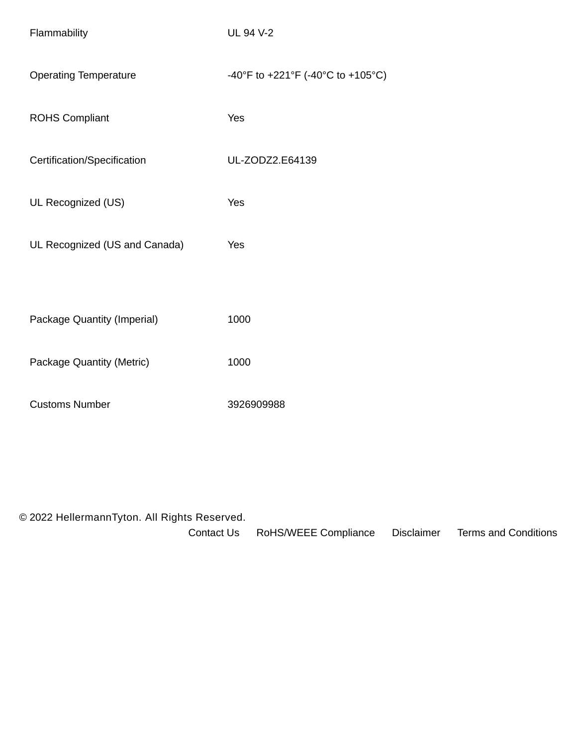| | |
|---|---|
| Flammability | UL 94 V-2 |
| Operating Temperature | -40°F to +221°F (-40°C to +105°C) |
| ROHS Compliant | Yes |
| Certification/Specification | UL-ZODZ2.E64139 |
| UL Recognized (US) | Yes |
| UL Recognized (US and Canada) | Yes |

| | |
|---|---|
| Package Quantity (Imperial) | 1000 |
| Package Quantity (Metric) | 1000 |
| Customs Number | 3926909988 |

© 2022 HellermannTyton. All Rights Reserved.

Contact Us RoHS/WEEE Compliance Disclaimer Terms and Conditions